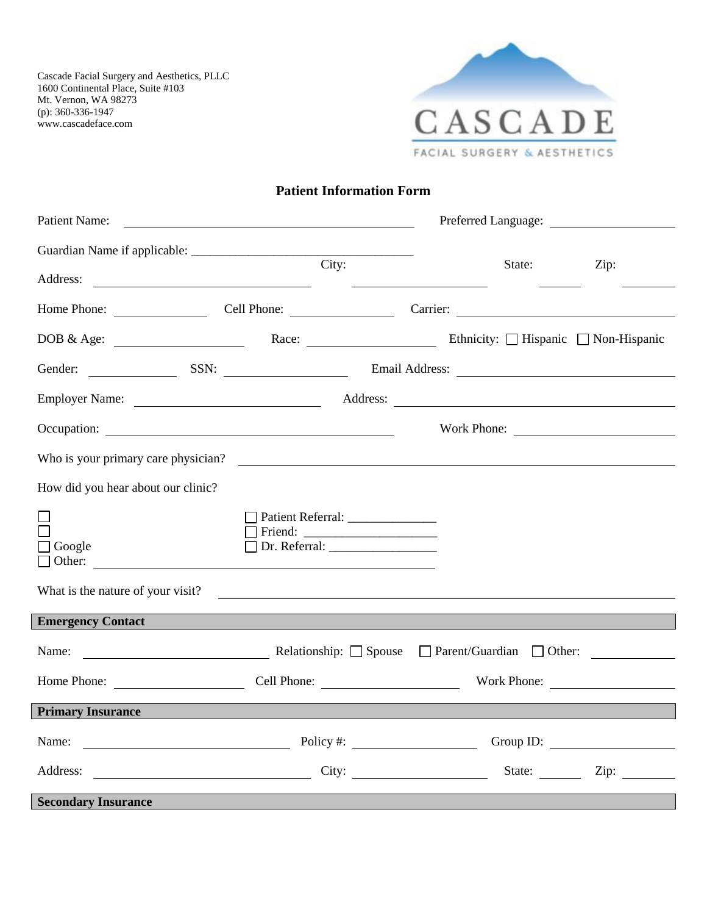Cascade Facial Surgery and Aesthetics, PLLC
1600 Continental Place, Suite #103
Mt. Vernon, WA 98273
(p): 360-336-1947
www.cascadeface.com

CASCADE
FACIAL SURGERY & AESTHETICS

## Patient Information Form

Patient Name: ______________________ Preferred Language: ______________

Guardian Name if applicable: ______________________

Address: ______________________ City: ______________ State: ______ Zip: ______

Home Phone: ____________ Cell Phone: ____________ Carrier: ______________________

DOB & Age: ____________ Race: ____________ Ethnicity: ☐ Hispanic ☐ Non-Hispanic

Gender: ____________ SSN: ____________ Email Address: ______________________

Employer Name: ______________________ Address: ______________________

Occupation: ______________________ Work Phone: ______________

Who is your primary care physician? ______________________

How did you hear about our clinic?

☐
☐
☐ Google
☐ Other: ______________________

☐ Patient Referral: ______________
☐ Friend: ______________
☐ Dr. Referral: ______________

What is the nature of your visit? ______________________

### Emergency Contact

Name: ______________________ Relationship: ☐ Spouse ☐ Parent/Guardian ☐ Other: ____________

Home Phone: ____________ Cell Phone: ____________ Work Phone: ____________

### Primary Insurance

Name: ______________________ Policy #: ____________ Group ID: ____________

Address: ______________________ City: ______________ State: ______ Zip: ______

### Secondary Insurance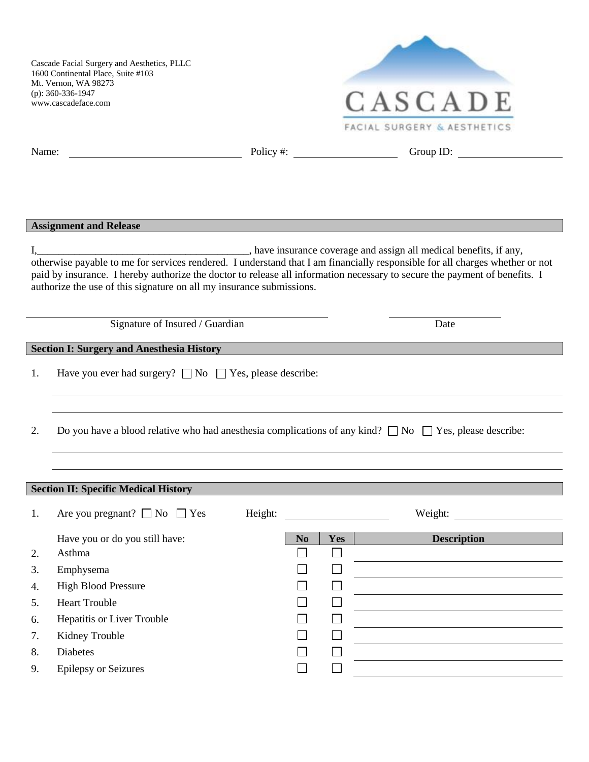Cascade Facial Surgery and Aesthetics, PLLC
1600 Continental Place, Suite #103
Mt. Vernon, WA 98273
(p): 360-336-1947
www.cascadeface.com

CASCADE
FACIAL SURGERY & AESTHETICS

Name: ____________________ Policy #: ____________________ Group ID: ____________________

## Assignment and Release

I,_________________________________________, have insurance coverage and assign all medical benefits, if any, otherwise payable to me for services rendered. I understand that I am financially responsible for all charges whether or not paid by insurance. I hereby authorize the doctor to release all information necessary to secure the payment of benefits. I authorize the use of this signature on all my insurance submissions.

_________________________________________ Signature of Insured / Guardian

____________________ Date

## Section I: Surgery and Anesthesia History

1. Have you ever had surgery? ☐ No ☐ Yes, please describe:

_________________________________________

_________________________________________

2. Do you have a blood relative who had anesthesia complications of any kind? ☐ No ☐ Yes, please describe:

_________________________________________

_________________________________________

## Section II: Specific Medical History

1. Are you pregnant? ☐ No ☐ Yes Height: ____________ Weight: ____________

| | Have you or do you still have: | No | Yes | Description |
|---|---|---|---|---|
| 2. | Asthma | ☐ | ☐ | |
| 3. | Emphysema | ☐ | ☐ | |
| 4. | High Blood Pressure | ☐ | ☐ | |
| 5. | Heart Trouble | ☐ | ☐ | |
| 6. | Hepatitis or Liver Trouble | ☐ | ☐ | |
| 7. | Kidney Trouble | ☐ | ☐ | |
| 8. | Diabetes | ☐ | ☐ | |
| 9. | Epilepsy or Seizures | ☐ | ☐ | |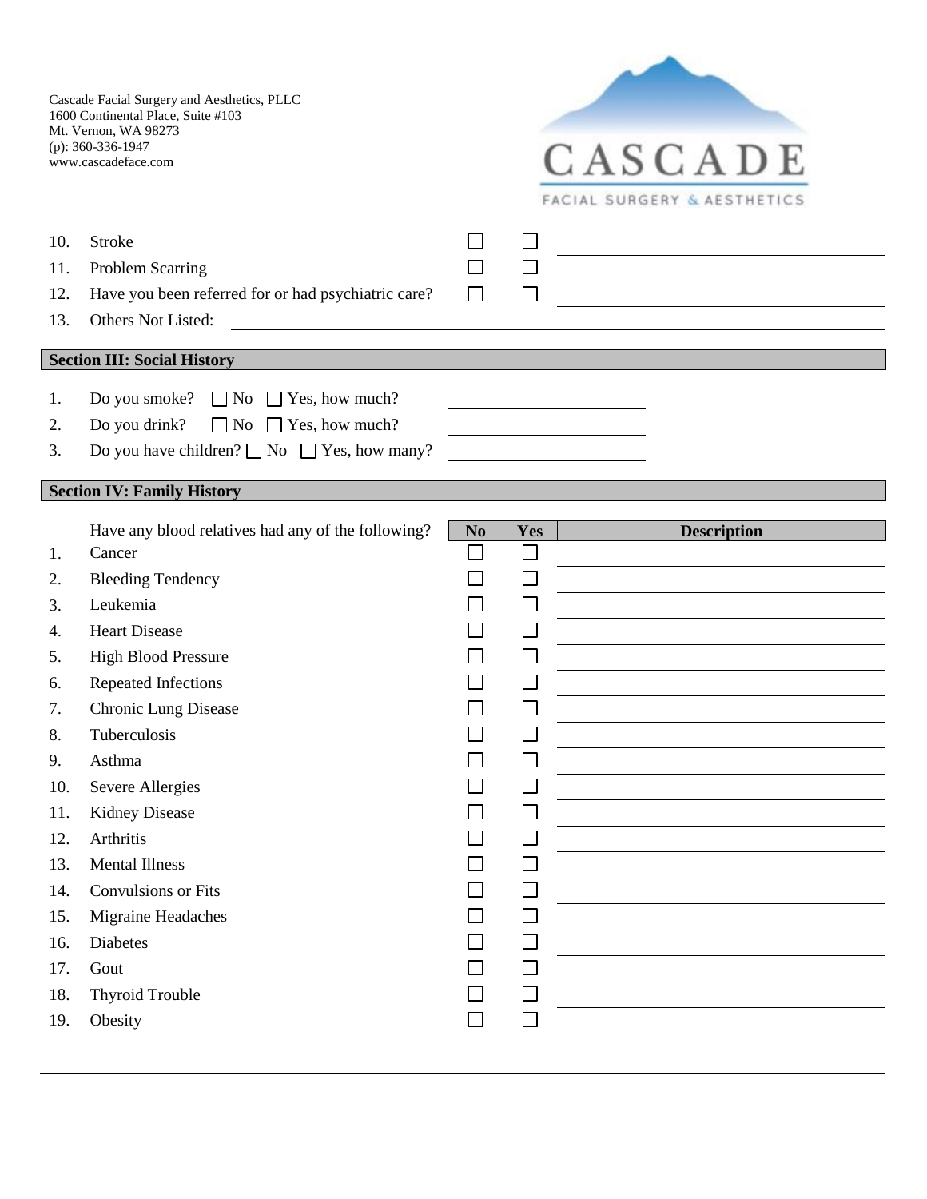Cascade Facial Surgery and Aesthetics, PLLC
1600 Continental Place, Suite #103
Mt. Vernon, WA 98273
(p): 360-336-1947
www.cascadeface.com

CASCADE
FACIAL SURGERY & AESTHETICS

| | | No | Yes | Description |
|---|---|---|---|---|
| 10. | Stroke | ☐ | ☐ | |
| 11. | Problem Scarring | ☐ | ☐ | |
| 12. | Have you been referred for or had psychiatric care? | ☐ | ☐ | |

13. Others Not Listed: ______________________

## Section III: Social History

1. Do you smoke? ☐ No ☐ Yes, how much? ______________
2. Do you drink? ☐ No ☐ Yes, how much? ______________
3. Do you have children? ☐ No ☐ Yes, how many? ______________

## Section IV: Family History

| | Have any blood relatives had any of the following? | No | Yes | Description |
|---|---|---|---|---|
| 1. | Cancer | ☐ | ☐ | |
| 2. | Bleeding Tendency | ☐ | ☐ | |
| 3. | Leukemia | ☐ | ☐ | |
| 4. | Heart Disease | ☐ | ☐ | |
| 5. | High Blood Pressure | ☐ | ☐ | |
| 6. | Repeated Infections | ☐ | ☐ | |
| 7. | Chronic Lung Disease | ☐ | ☐ | |
| 8. | Tuberculosis | ☐ | ☐ | |
| 9. | Asthma | ☐ | ☐ | |
| 10. | Severe Allergies | ☐ | ☐ | |
| 11. | Kidney Disease | ☐ | ☐ | |
| 12. | Arthritis | ☐ | ☐ | |
| 13. | Mental Illness | ☐ | ☐ | |
| 14. | Convulsions or Fits | ☐ | ☐ | |
| 15. | Migraine Headaches | ☐ | ☐ | |
| 16. | Diabetes | ☐ | ☐ | |
| 17. | Gout | ☐ | ☐ | |
| 18. | Thyroid Trouble | ☐ | ☐ | |
| 19. | Obesity | ☐ | ☐ | |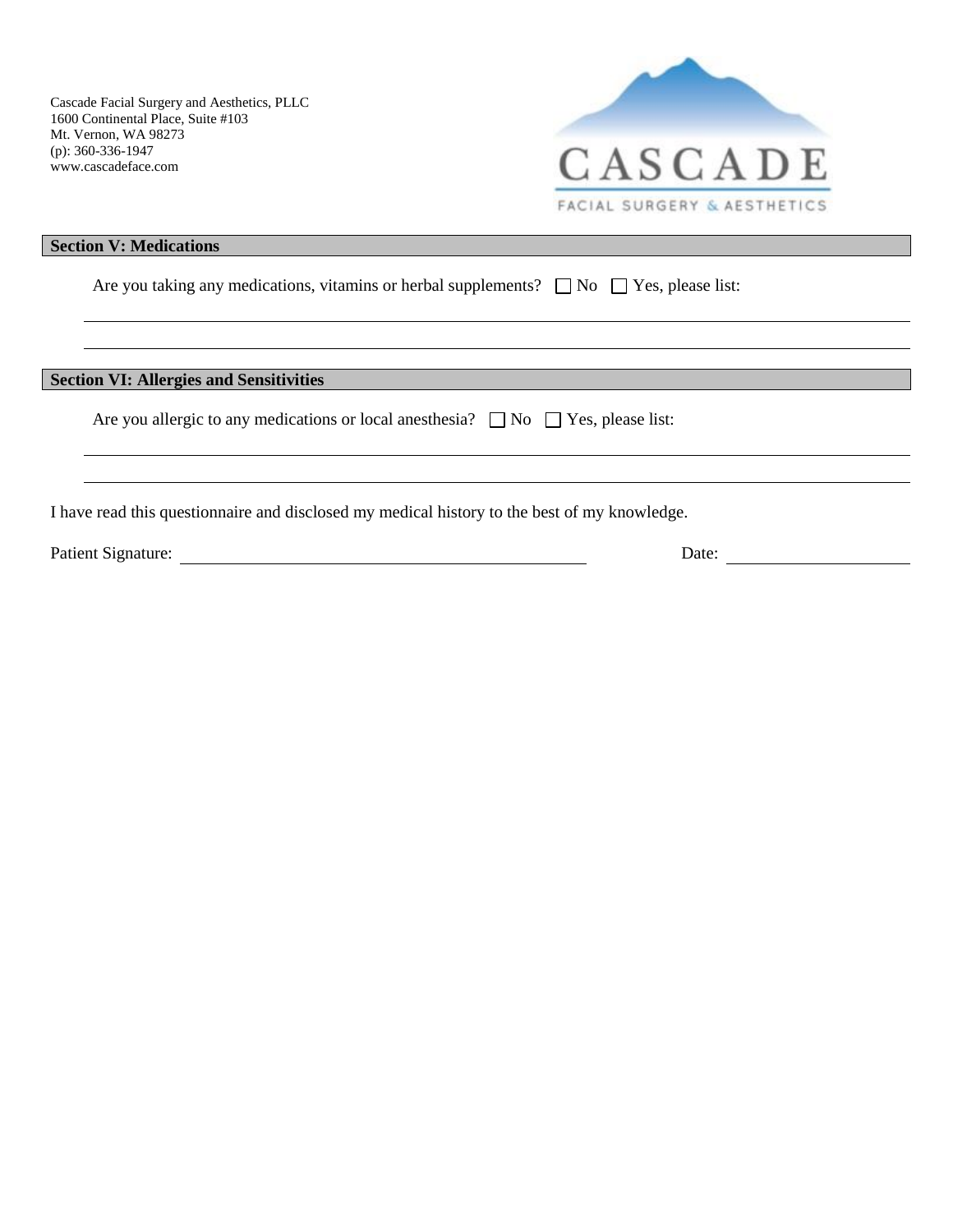Cascade Facial Surgery and Aesthetics, PLLC
1600 Continental Place, Suite #103
Mt. Vernon, WA 98273
(p): 360-336-1947
www.cascadeface.com

CASCADE
FACIAL SURGERY & AESTHETICS

## Section V: Medications

Are you taking any medications, vitamins or herbal supplements? ☐ No ☐ Yes, please list:

______________________________________________________________________________

______________________________________________________________________________

## Section VI: Allergies and Sensitivities

Are you allergic to any medications or local anesthesia? ☐ No ☐ Yes, please list:

______________________________________________________________________________

______________________________________________________________________________

I have read this questionnaire and disclosed my medical history to the best of my knowledge.

Patient Signature: ______________________________ Date: ______________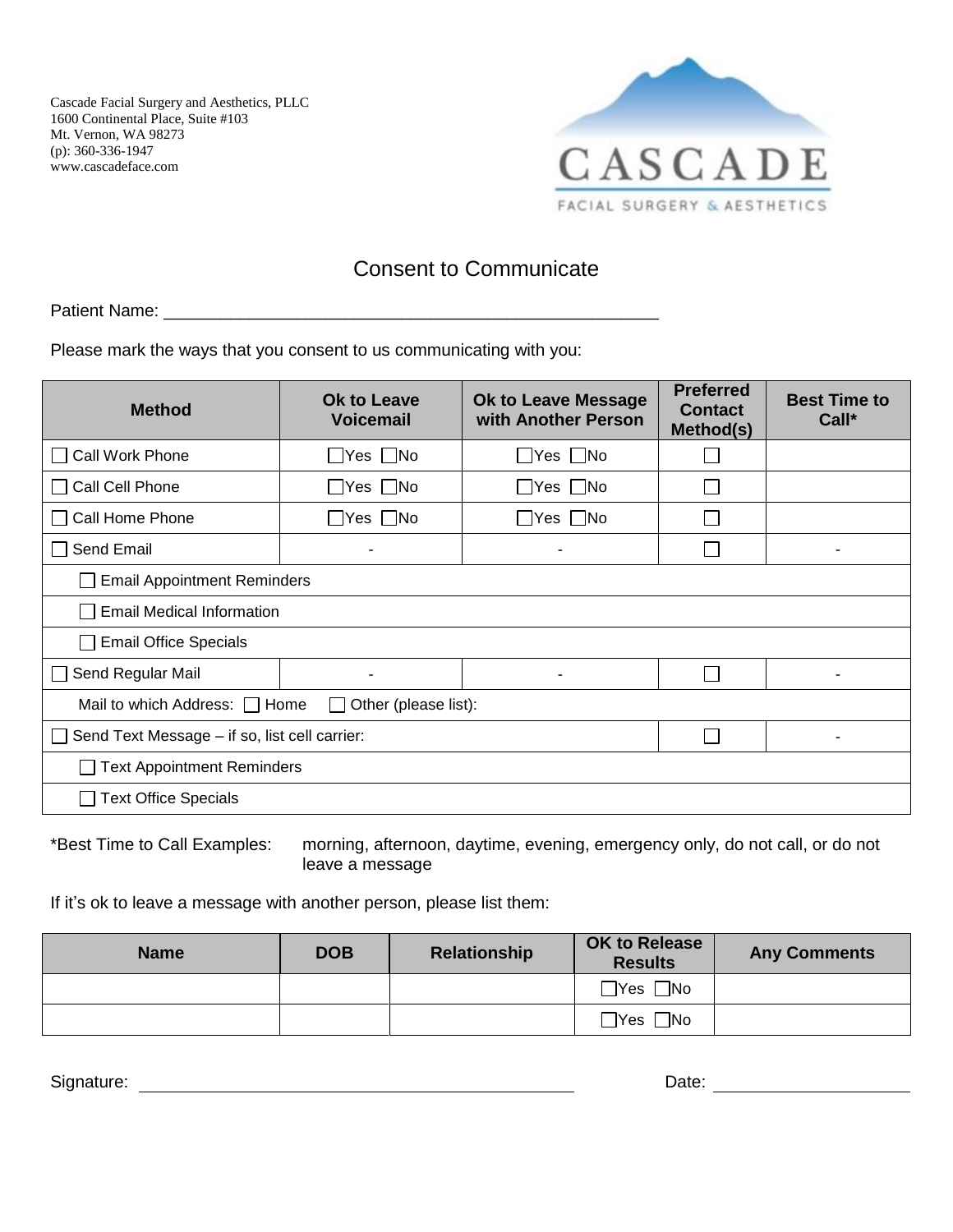Cascade Facial Surgery and Aesthetics, PLLC
1600 Continental Place, Suite #103
Mt. Vernon, WA 98273
(p): 360-336-1947
www.cascadeface.com

CASCADE
FACIAL SURGERY & AESTHETICS

# Consent to Communicate

Patient Name: ____________________________________________________

Please mark the ways that you consent to us communicating with you:

| Method | Ok to Leave Voicemail | Ok to Leave Message with Another Person | Preferred Contact Method(s) | Best Time to Call* |
|---|---|---|---|---|
| ☐ Call Work Phone | ☐Yes ☐No | ☐Yes ☐No | ☐ | |
| ☐ Call Cell Phone | ☐Yes ☐No | ☐Yes ☐No | ☐ | |
| ☐ Call Home Phone | ☐Yes ☐No | ☐Yes ☐No | ☐ | |
| ☐ Send Email | - | - | ☐ | - |
| ☐ Email Appointment Reminders | | | | |
| ☐ Email Medical Information | | | | |
| ☐ Email Office Specials | | | | |
| ☐ Send Regular Mail | - | - | ☐ | - |
| Mail to which Address: ☐ Home ☐ Other (please list): | | | | |
| ☐ Send Text Message – if so, list cell carrier: | | | ☐ | - |
| ☐ Text Appointment Reminders | | | | |
| ☐ Text Office Specials | | | | |

*Best Time to Call Examples: morning, afternoon, daytime, evening, emergency only, do not call, or do not leave a message

If it's ok to leave a message with another person, please list them:

| Name | DOB | Relationship | OK to Release Results | Any Comments |
|---|---|---|---|---|
| | | | ☐Yes ☐No | |
| | | | ☐Yes ☐No | |

Signature: ________________________________________ Date: ____________________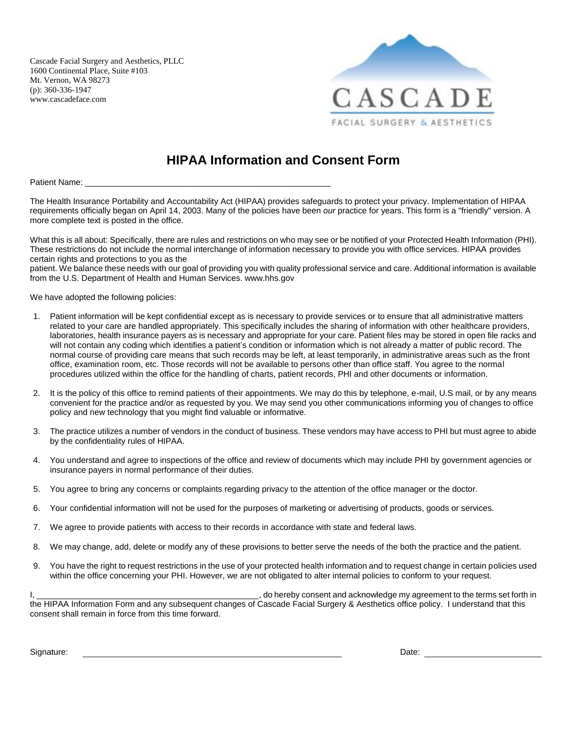Cascade Facial Surgery and Aesthetics, PLLC
1600 Continental Place, Suite #103
Mt. Vernon, WA 98273
(p): 360-336-1947
www.cascadeface.com

CASCADE
FACIAL SURGERY & AESTHETICS

# HIPAA Information and Consent Form

Patient Name: ______________________________________________________

The Health Insurance Portability and Accountability Act (HIPAA) provides safeguards to protect your privacy. Implementation of HIPAA requirements officially began on April 14, 2003. Many of the policies have been *our* practice for years. This form is a "friendly" version. A more complete text is posted in the office.

What this is all about: Specifically, there are rules and restrictions on who may see or be notified of your Protected Health Information (PHI). These restrictions do not include the normal interchange of information necessary to provide you with office services. HIPAA provides certain rights and protections to you as the
patient. We balance these needs with our goal of providing you with quality professional service and care. Additional information is available from the U.S. Department of Health and Human Services. www.hhs.gov

We have adopted the following policies:

1. Patient information will be kept confidential except as is necessary to provide services or to ensure that all administrative matters related to your care are handled appropriately. This specifically includes the sharing of information with other healthcare providers, laboratories, health insurance payers as is necessary and appropriate for your care. Patient files may be stored in open file racks and will not contain any coding which identifies a patient's condition or information which is not already a matter of public record. The normal course of providing care means that such records may be left, at least temporarily, in administrative areas such as the front office, examination room, etc. Those records will not be available to persons other than office staff. You agree to the normal procedures utilized within the office for the handling of charts, patient records, PHI and other documents or information.

2. It is the policy of this office to remind patients of their appointments. We may do this by telephone, e-mail, U.S mail, or by any means convenient for the practice and/or as requested by you. We may send you other communications informing you of changes to office policy and new technology that you might find valuable or informative.

3. The practice utilizes a number of vendors in the conduct of business. These vendors may have access to PHI but must agree to abide by the confidentiality rules of HIPAA.

4. You understand and agree to inspections of the office and review of documents which may include PHI by government agencies or insurance payers in normal performance of their duties.

5. You agree to bring any concerns or complaints regarding privacy to the attention of the office manager or the doctor.

6. Your confidential information will not be used for the purposes of marketing or advertising of products, goods or services.

7. We agree to provide patients with access to their records in accordance with state and federal laws.

8. We may change, add, delete or modify any of these provisions to better serve the needs of the both the practice and the patient.

9. You have the right to request restrictions in the use of your protected health information and to request change in certain policies used within the office concerning your PHI. However, we are not obligated to alter internal policies to conform to your request.

I, _______________________________________________, do hereby consent and acknowledge my agreement to the terms set forth in the HIPAA Information Form and any subsequent changes of Cascade Facial Surgery & Aesthetics office policy. I understand that this consent shall remain in force from this time forward.

Signature: ________________________________________ Date: ____________________